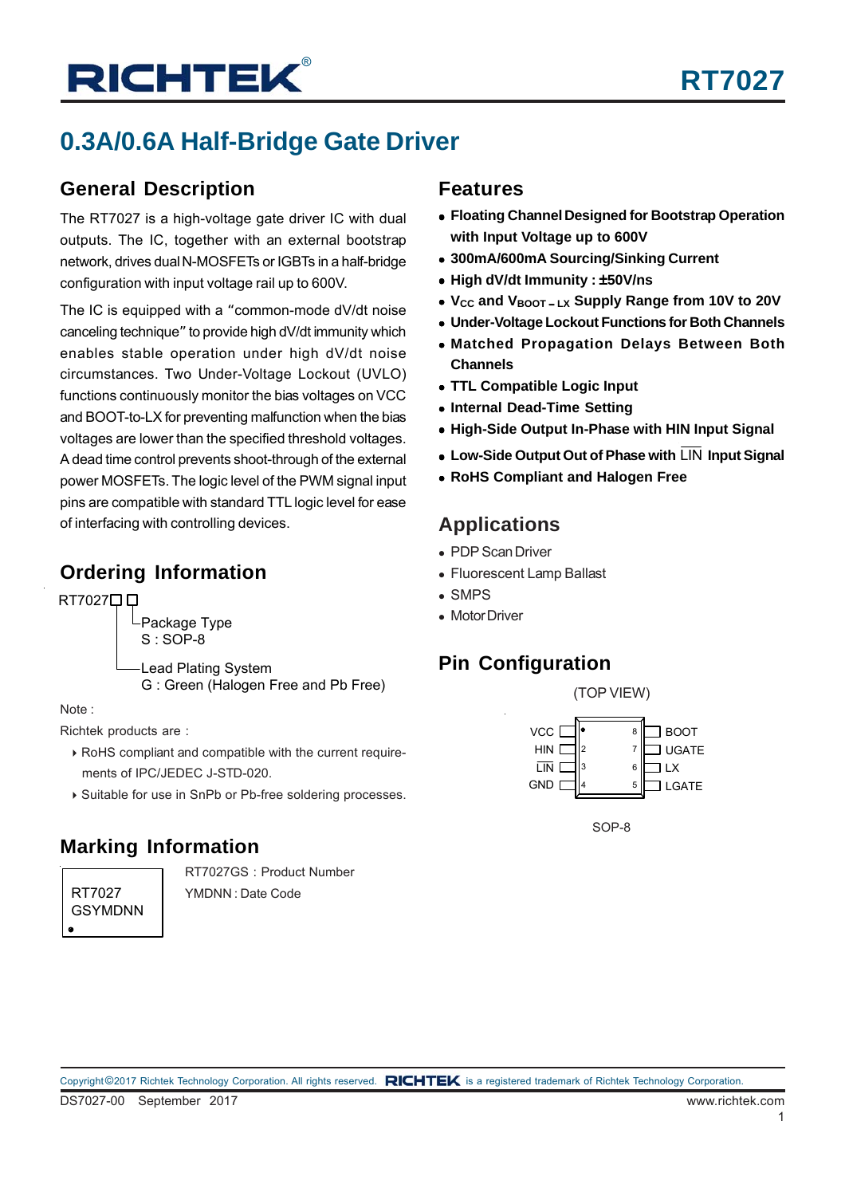# RT7027

## 0.3A/0.6A Half-Bridge Gate Driver

## General Description

The RT7027 is a high-voltage gate driver IC with dual outputs. The IC, together with an external bootstrap network, drives dual N-MOSFETs or IGBTs in a half-bridge configuration with input voltage rail up to 600V.

The IC is equipped with a "common-mode dV/dt noise canceling technique" to provide high dV/dt immunity which enables stable operation under high dV/dt noise circumstances. Two Under-Voltage Lockout (UVLO) functions continuously monitor the bias voltages on VCC and BOOT-to-LX for preventing malfunction when the bias voltages are lower than the specified threshold voltages. A dead time control prevents shoot-through of the external power MOSFETs. The logic level of the PWM signal input pins are compatible with standard TTL logic level for ease of interfacing with controlling devices.

## Ordering Information

RT7027□□
- Package Type
  S : SOP-8
- Lead Plating System
  G : Green (Halogen Free and Pb Free)

Note :

Richtek products are :

- RoHS compliant and compatible with the current requirements of IPC/JEDEC J-STD-020.
- Suitable for use in SnPb or Pb-free soldering processes.

## Marking Information

RT7027
GSYMDNN

RT7027GS : Product Number

YMDNN : Date Code

## Features

- **Floating Channel Designed for Bootstrap Operation with Input Voltage up to 600V**
- **300mA/600mA Sourcing/Sinking Current**
- **High dV/dt Immunity : ±50V/ns**
- **$V_{CC}$ and $V_{BOOT-LX}$ Supply Range from 10V to 20V**
- **Under-Voltage Lockout Functions for Both Channels**
- **Matched Propagation Delays Between Both Channels**
- **TTL Compatible Logic Input**
- **Internal Dead-Time Setting**
- **High-Side Output In-Phase with HIN Input Signal**
- **Low-Side Output Out of Phase with $\overline{LIN}$ Input Signal**
- **RoHS Compliant and Halogen Free**

## Applications

- PDP Scan Driver
- Fluorescent Lamp Ballast
- SMPS
- Motor Driver

## Pin Configuration

(TOP VIEW)

| Pin | Name | Pin | Name |
|---|---|---|---|
| 1 | VCC | 8 | BOOT |
| 2 | HIN | 7 | UGATE |
| 3 | $\overline{LIN}$ | 6 | LX |
| 4 | GND | 5 | LGATE |

SOP-8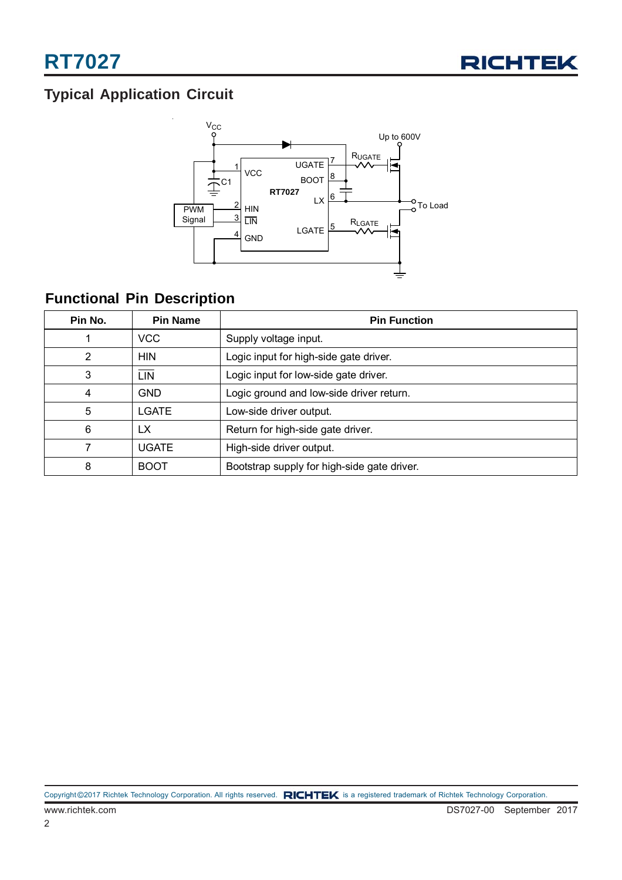## Typical Application Circuit

## Functional Pin Description

| Pin No. | Pin Name | Pin Function |
|---|---|---|
| 1 | VCC | Supply voltage input. |
| 2 | HIN | Logic input for high-side gate driver. |
| 3 | $\overline{LIN}$ | Logic input for low-side gate driver. |
| 4 | GND | Logic ground and low-side driver return. |
| 5 | LGATE | Low-side driver output. |
| 6 | LX | Return for high-side gate driver. |
| 7 | UGATE | High-side driver output. |
| 8 | BOOT | Bootstrap supply for high-side gate driver. |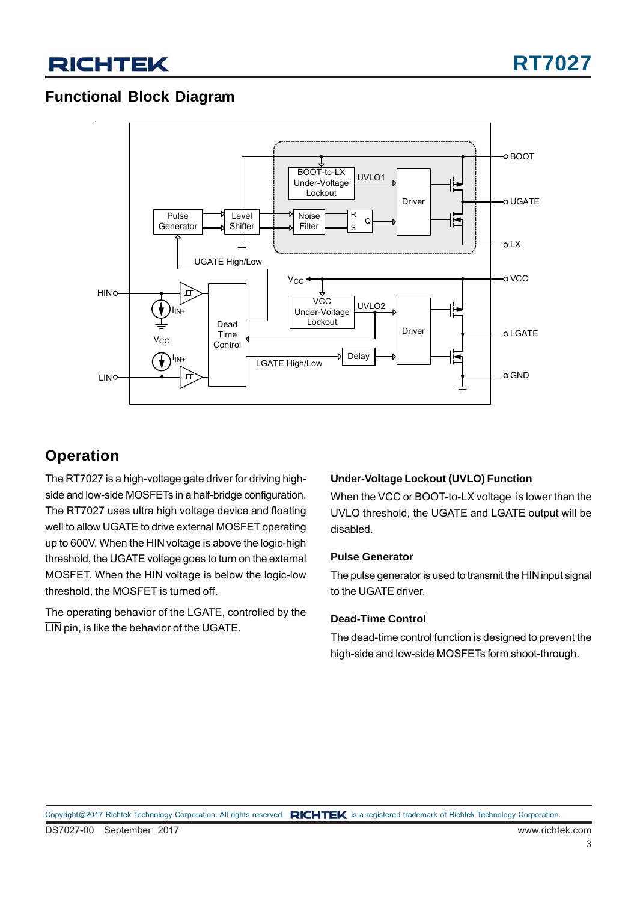## Functional Block Diagram

## Operation

The RT7027 is a high-voltage gate driver for driving high-side and low-side MOSFETs in a half-bridge configuration. The RT7027 uses ultra high voltage device and floating well to allow UGATE to drive external MOSFET operating up to 600V. When the HIN voltage is above the logic-high threshold, the UGATE voltage goes to turn on the external MOSFET. When the HIN voltage is below the logic-low threshold, the MOSFET is turned off.

The operating behavior of the LGATE, controlled by the $\overline{LIN}$ pin, is like the behavior of the UGATE.

### Under-Voltage Lockout (UVLO) Function

When the VCC or BOOT-to-LX voltage is lower than the UVLO threshold, the UGATE and LGATE output will be disabled.

### Pulse Generator

The pulse generator is used to transmit the HIN input signal to the UGATE driver.

### Dead-Time Control

The dead-time control function is designed to prevent the high-side and low-side MOSFETs form shoot-through.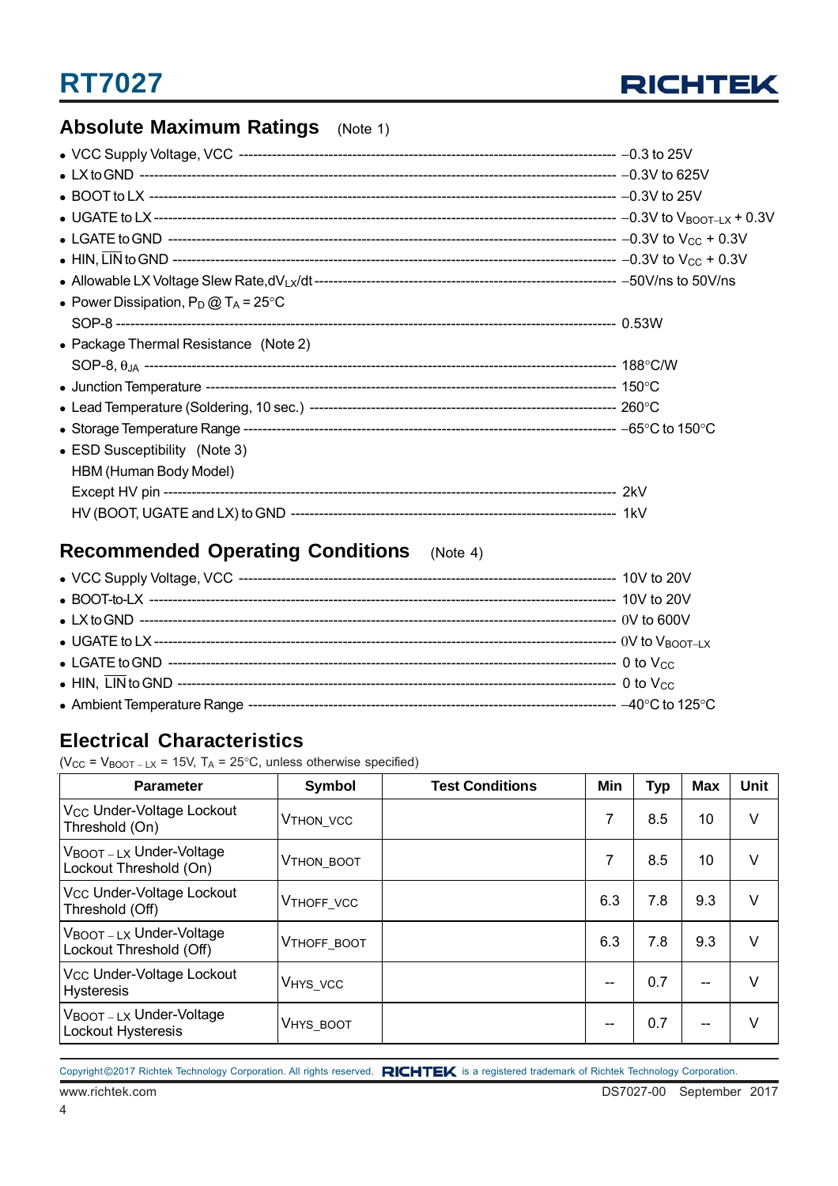## Absolute Maximum Ratings (Note 1)

- VCC Supply Voltage, VCC ---------- −0.3 to 25V
- LX to GND ---------- −0.3V to 625V
- BOOT to LX ---------- −0.3V to 25V
- UGATE to LX ---------- −0.3V to $V_{BOOT-LX}$ + 0.3V
- LGATE to GND ---------- −0.3V to $V_{CC}$ + 0.3V
- HIN, $\overline{LIN}$ to GND ---------- −0.3V to $V_{CC}$ + 0.3V
- Allowable LX Voltage Slew Rate, $dV_{LX}/dt$ ---------- −50V/ns to 50V/ns
- Power Dissipation, $P_D$ @ $T_A$ = 25°C
  SOP-8 ---------- 0.53W
- Package Thermal Resistance (Note 2)
  SOP-8, $\theta_{JA}$ ---------- 188°C/W
- Junction Temperature ---------- 150°C
- Lead Temperature (Soldering, 10 sec.) ---------- 260°C
- Storage Temperature Range ---------- −65°C to 150°C
- ESD Susceptibility (Note 3)
  HBM (Human Body Model)
  Except HV pin ---------- 2kV
  HV (BOOT, UGATE and LX) to GND ---------- 1kV

## Recommended Operating Conditions (Note 4)

- VCC Supply Voltage, VCC ---------- 10V to 20V
- BOOT-to-LX ---------- 10V to 20V
- LX to GND ---------- 0V to 600V
- UGATE to LX ---------- 0V to $V_{BOOT-LX}$
- LGATE to GND ---------- 0 to $V_{CC}$
- HIN, $\overline{LIN}$ to GND ---------- 0 to $V_{CC}$
- Ambient Temperature Range ---------- −40°C to 125°C

## Electrical Characteristics

($V_{CC}$ = $V_{BOOT-LX}$ = 15V, $T_A$ = 25°C, unless otherwise specified)

| Parameter | Symbol | Test Conditions | Min | Typ | Max | Unit |
|---|---|---|---|---|---|---|
| $V_{CC}$ Under-Voltage Lockout Threshold (On) | $V_{THON\_VCC}$ | | 7 | 8.5 | 10 | V |
| $V_{BOOT-LX}$ Under-Voltage Lockout Threshold (On) | $V_{THON\_BOOT}$ | | 7 | 8.5 | 10 | V |
| $V_{CC}$ Under-Voltage Lockout Threshold (Off) | $V_{THOFF\_VCC}$ | | 6.3 | 7.8 | 9.3 | V |
| $V_{BOOT-LX}$ Under-Voltage Lockout Threshold (Off) | $V_{THOFF\_BOOT}$ | | 6.3 | 7.8 | 9.3 | V |
| $V_{CC}$ Under-Voltage Lockout Hysteresis | $V_{HYS\_VCC}$ | | -- | 0.7 | -- | V |
| $V_{BOOT-LX}$ Under-Voltage Lockout Hysteresis | $V_{HYS\_BOOT}$ | | -- | 0.7 | -- | V |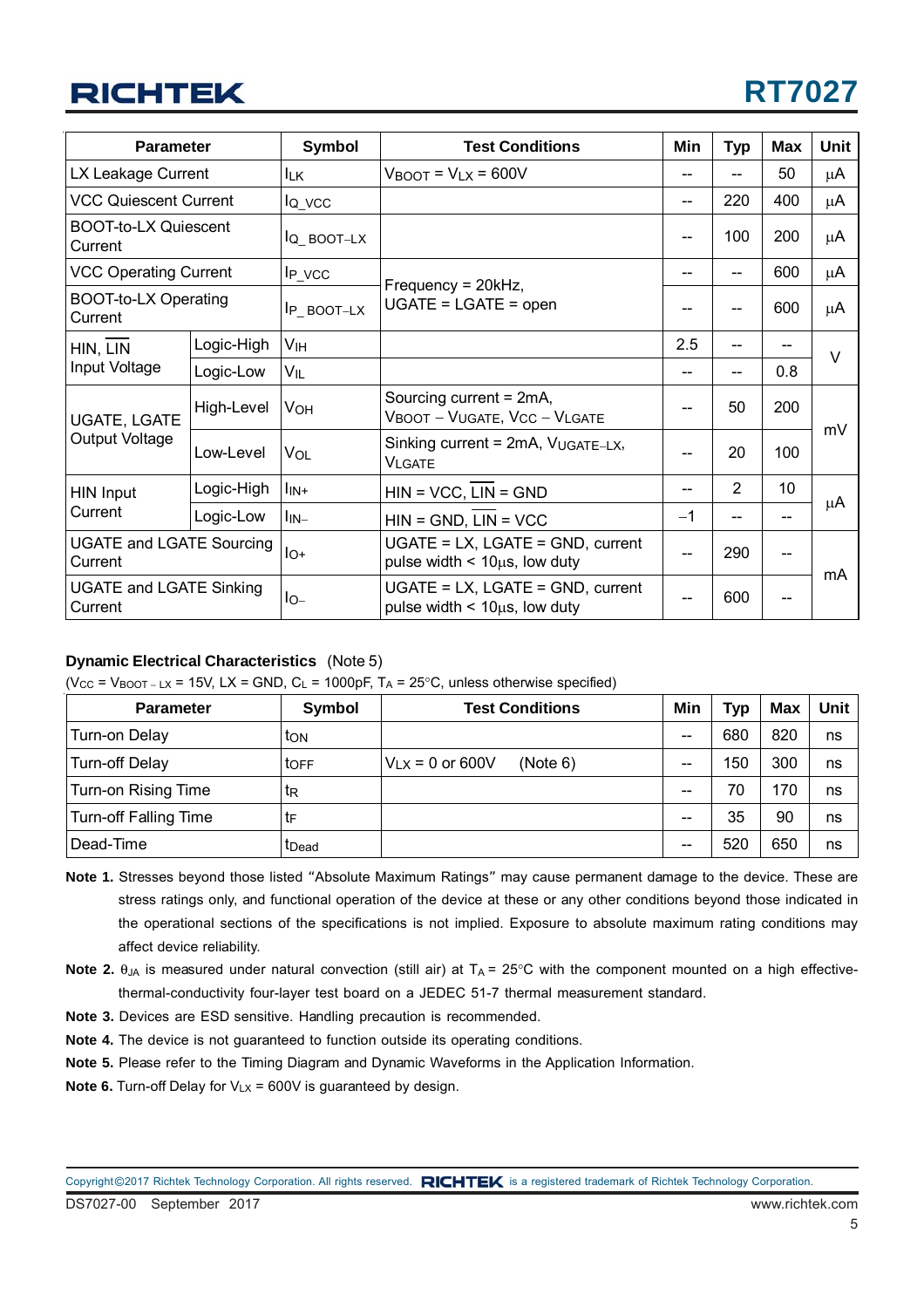| Parameter | | Symbol | Test Conditions | Min | Typ | Max | Unit |
|---|---|---|---|---|---|---|---|
| LX Leakage Current | | $I_{LK}$ | $V_{BOOT} = V_{LX} = 600V$ | -- | -- | 50 | μA |
| VCC Quiescent Current | | $I_{Q\_VCC}$ | | -- | 220 | 400 | μA |
| BOOT-to-LX Quiescent Current | | $I_{Q\_BOOT-LX}$ | | -- | 100 | 200 | μA |
| VCC Operating Current | | $I_{P\_VCC}$ | Frequency = 20kHz, UGATE = LGATE = open | -- | -- | 600 | μA |
| BOOT-to-LX Operating Current | | $I_{P\_BOOT-LX}$ | | -- | -- | 600 | μA |
| HIN, $\overline{LIN}$ Input Voltage | Logic-High | $V_{IH}$ | | 2.5 | -- | -- | V |
| | Logic-Low | $V_{IL}$ | | -- | -- | 0.8 | |
| UGATE, LGATE Output Voltage | High-Level | $V_{OH}$ | Sourcing current = 2mA, $V_{BOOT} - V_{UGATE}$, $V_{CC} - V_{LGATE}$ | -- | 50 | 200 | mV |
| | Low-Level | $V_{OL}$ | Sinking current = 2mA, $V_{UGATE-LX}$, $V_{LGATE}$ | -- | 20 | 100 | |
| HIN Input Current | Logic-High | $I_{IN+}$ | HIN = VCC, $\overline{LIN}$ = GND | -- | 2 | 10 | μA |
| | Logic-Low | $I_{IN-}$ | HIN = GND, $\overline{LIN}$ = VCC | −1 | -- | -- | |
| UGATE and LGATE Sourcing Current | | $I_{O+}$ | UGATE = LX, LGATE = GND, current pulse width < 10μs, low duty | -- | 290 | -- | mA |
| UGATE and LGATE Sinking Current | | $I_{O-}$ | UGATE = LX, LGATE = GND, current pulse width < 10μs, low duty | -- | 600 | -- | |

**Dynamic Electrical Characteristics** (Note 5)

($V_{CC} = V_{BOOT-LX} = 15V$, LX = GND, $C_L = 1000pF$, $T_A = 25°C$, unless otherwise specified)

| Parameter | Symbol | Test Conditions | Min | Typ | Max | Unit |
|---|---|---|---|---|---|---|
| Turn-on Delay | $t_{ON}$ | | -- | 680 | 820 | ns |
| Turn-off Delay | $t_{OFF}$ | $V_{LX} = 0$ or 600V (Note 6) | -- | 150 | 300 | ns |
| Turn-on Rising Time | $t_R$ | | -- | 70 | 170 | ns |
| Turn-off Falling Time | $t_F$ | | -- | 35 | 90 | ns |
| Dead-Time | $t_{Dead}$ | | -- | 520 | 650 | ns |

**Note 1.** Stresses beyond those listed "Absolute Maximum Ratings" may cause permanent damage to the device. These are stress ratings only, and functional operation of the device at these or any other conditions beyond those indicated in the operational sections of the specifications is not implied. Exposure to absolute maximum rating conditions may affect device reliability.

**Note 2.** $\theta_{JA}$ is measured under natural convection (still air) at $T_A = 25°C$ with the component mounted on a high effective-thermal-conductivity four-layer test board on a JEDEC 51-7 thermal measurement standard.

**Note 3.** Devices are ESD sensitive. Handling precaution is recommended.

**Note 4.** The device is not guaranteed to function outside its operating conditions.

**Note 5.** Please refer to the Timing Diagram and Dynamic Waveforms in the Application Information.

**Note 6.** Turn-off Delay for $V_{LX} = 600V$ is guaranteed by design.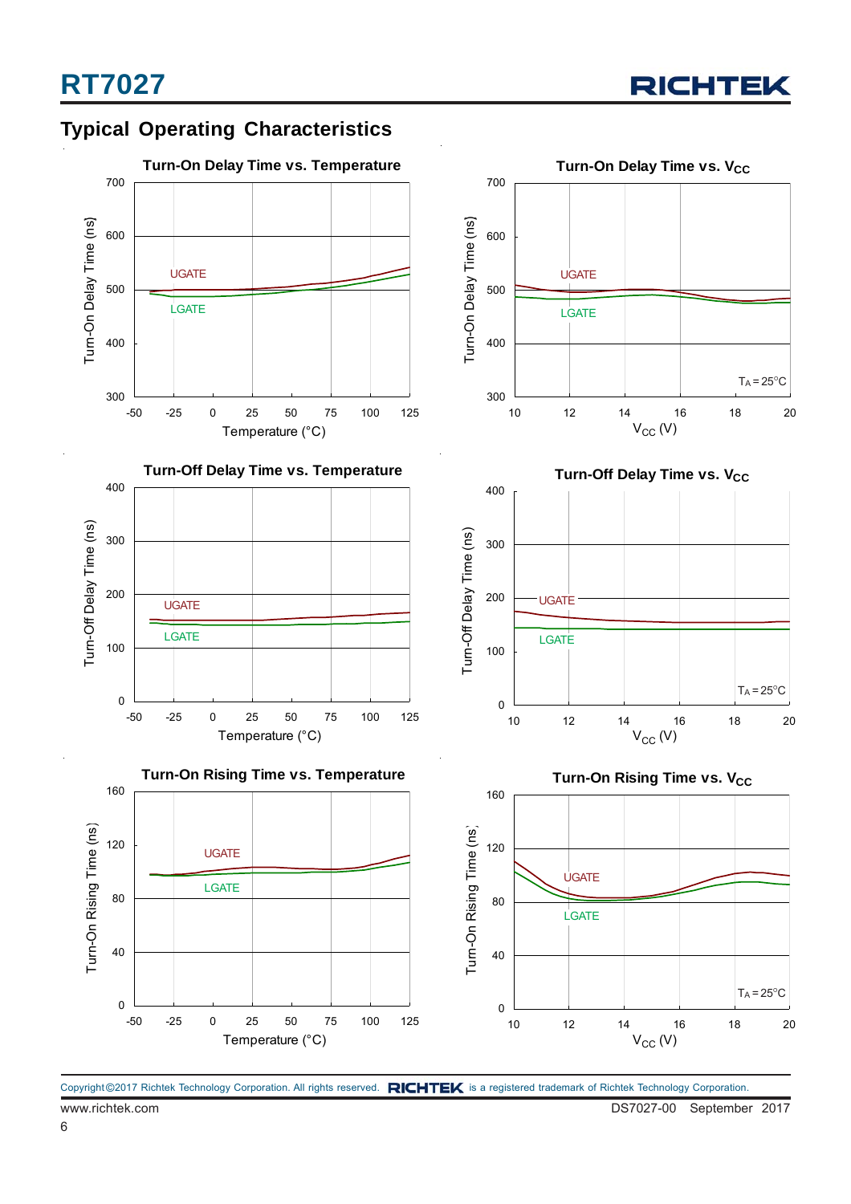## Typical Operating Characteristics

**Turn-On Delay Time vs. Temperature**

Turn-On Delay Time (ns) vs. Temperature (°C): UGATE, LGATE

**Turn-On Delay Time vs. $V_{CC}$**

Turn-On Delay Time (ns) vs. $V_{CC}$ (V): UGATE, LGATE; $T_A = 25°C$

**Turn-Off Delay Time vs. Temperature**

Turn-Off Delay Time (ns) vs. Temperature (°C): UGATE, LGATE

**Turn-Off Delay Time vs. $V_{CC}$**

Turn-Off Delay Time (ns) vs. $V_{CC}$ (V): UGATE, LGATE; $T_A = 25°C$

**Turn-On Rising Time vs. Temperature**

Turn-On Rising Time (ns) vs. Temperature (°C): UGATE, LGATE

**Turn-On Rising Time vs. $V_{CC}$**

Turn-On Rising Time (ns) vs. $V_{CC}$ (V): UGATE, LGATE; $T_A = 25°C$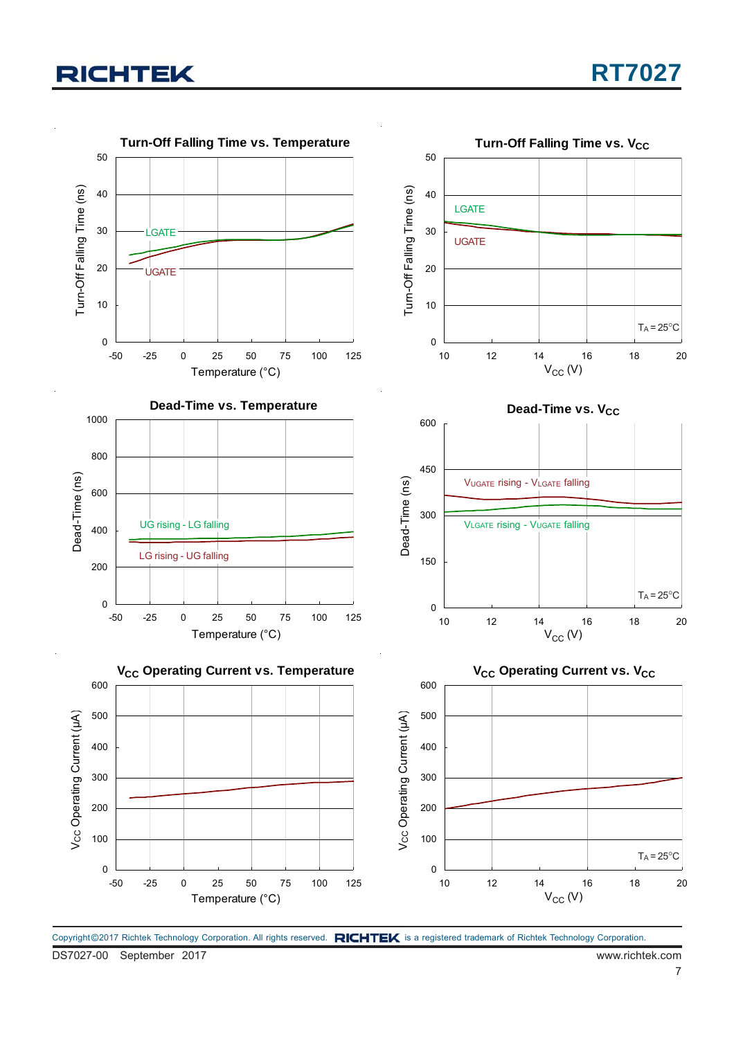Turn-Off Falling Time vs. Temperature

Turn-Off Falling Time vs. $V_{CC}$

Dead-Time vs. Temperature

Dead-Time vs. $V_{CC}$

$V_{CC}$ Operating Current vs. Temperature

$V_{CC}$ Operating Current vs. $V_{CC}$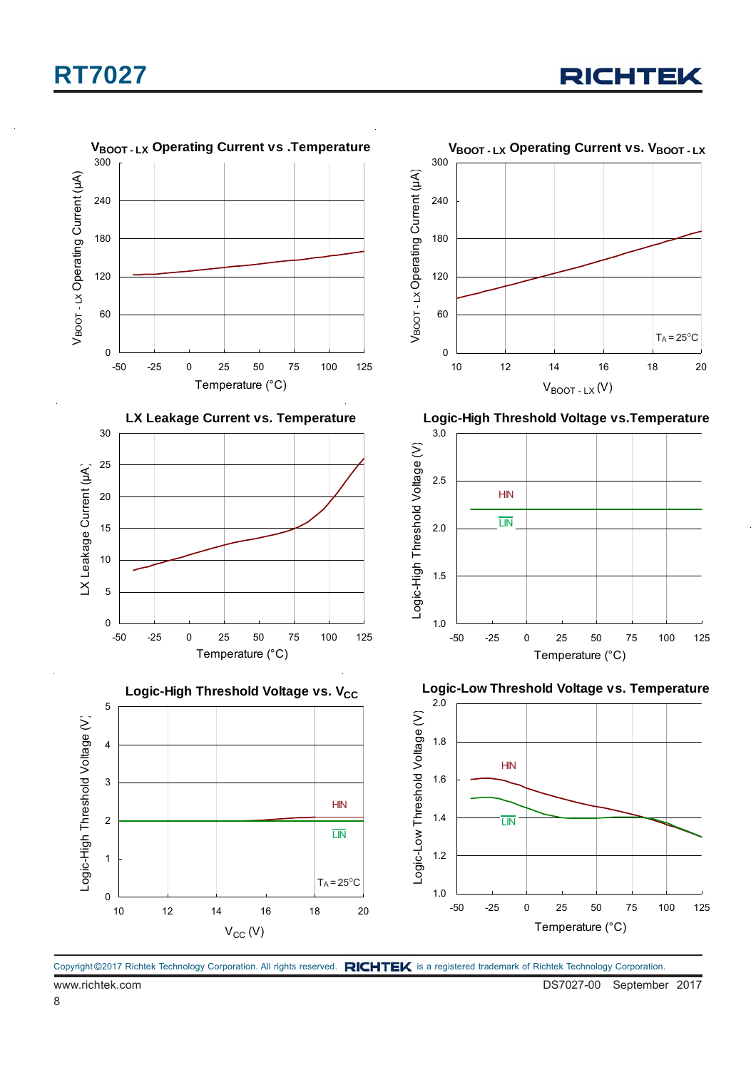**$V_{BOOT-LX}$ Operating Current vs .Temperature**

**$V_{BOOT-LX}$ Operating Current vs. $V_{BOOT-LX}$**

**LX Leakage Current vs. Temperature**

**Logic-High Threshold Voltage vs.Temperature**

**Logic-High Threshold Voltage vs. $V_{CC}$**

**Logic-Low Threshold Voltage vs. Temperature**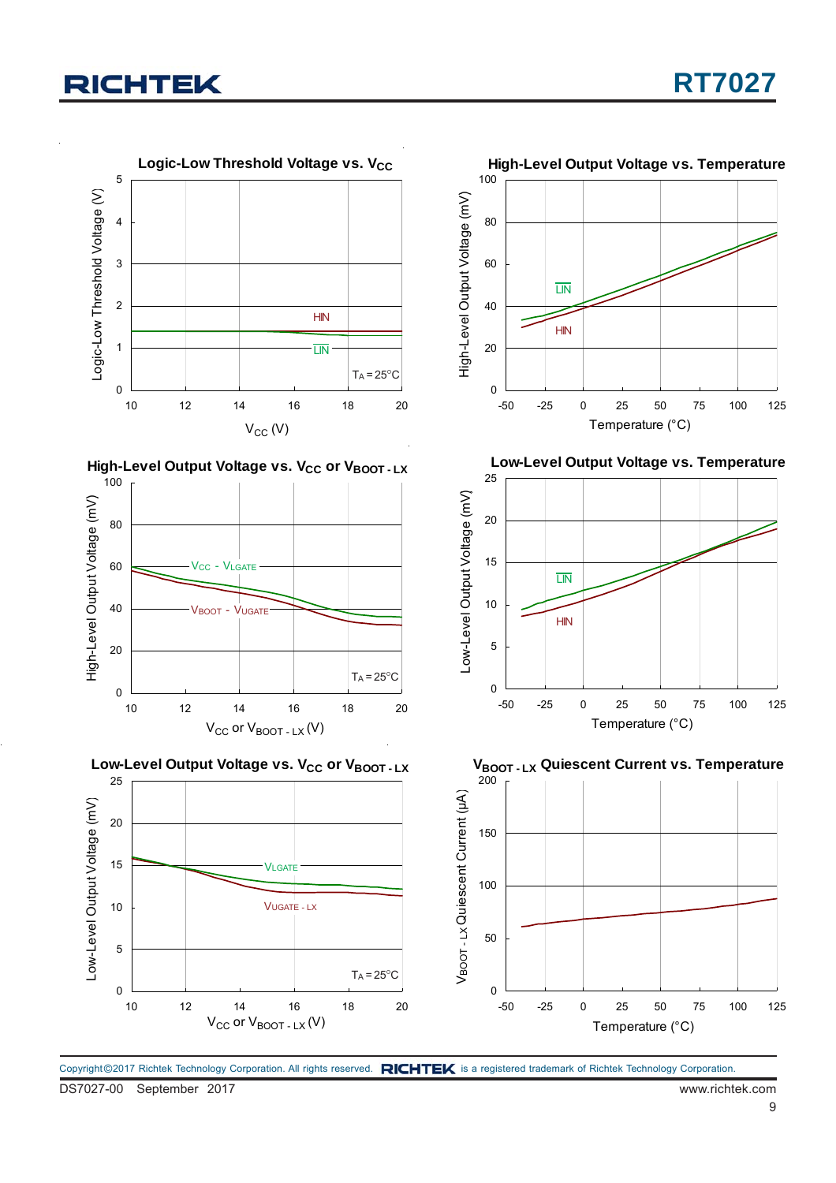### Logic-Low Threshold Voltage vs. $V_{CC}$

Logic-Low Threshold Voltage (V) vs. $V_{CC}$ (V); curves: HIN, $\overline{LIN}$; $T_A = 25°C$

### High-Level Output Voltage vs. Temperature

High-Level Output Voltage (mV) vs. Temperature (°C); curves: $\overline{LIN}$, HIN

### High-Level Output Voltage vs. $V_{CC}$ or $V_{BOOT-LX}$

High-Level Output Voltage (mV) vs. $V_{CC}$ or $V_{BOOT-LX}$ (V); curves: $V_{CC}$ - $V_{LGATE}$, $V_{BOOT}$ - $V_{UGATE}$; $T_A = 25°C$

### Low-Level Output Voltage vs. Temperature

Low-Level Output Voltage (mV) vs. Temperature (°C); curves: $\overline{LIN}$, HIN

### Low-Level Output Voltage vs. $V_{CC}$ or $V_{BOOT-LX}$

Low-Level Output Voltage (mV) vs. $V_{CC}$ or $V_{BOOT-LX}$ (V); curves: $V_{LGATE}$, $V_{UGATE-LX}$; $T_A = 25°C$

### $V_{BOOT-LX}$ Quiescent Current vs. Temperature

$V_{BOOT-LX}$ Quiescent Current (μA) vs. Temperature (°C)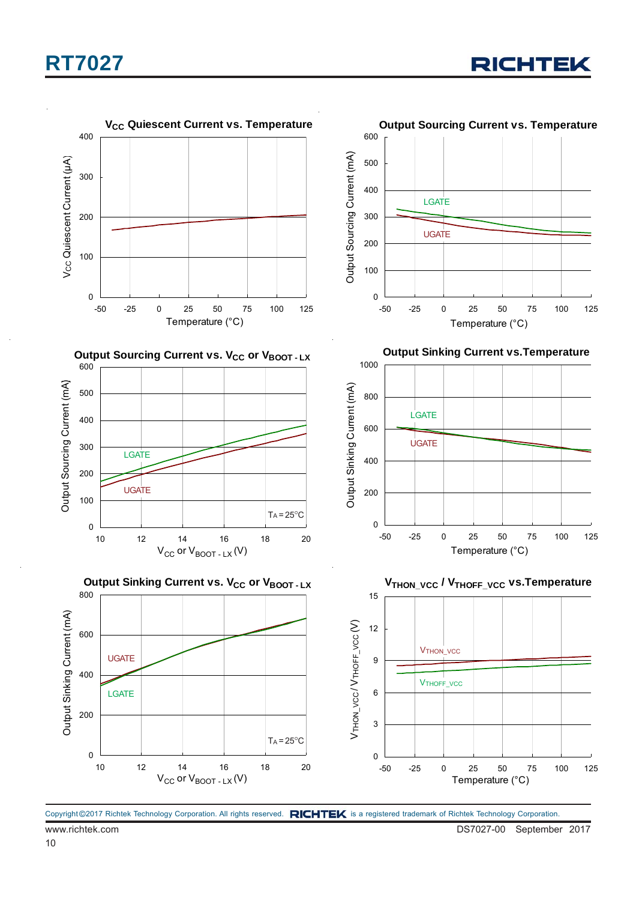### $V_{CC}$ Quiescent Current vs. Temperature

$V_{CC}$ Quiescent Current (μA)

Temperature (°C)

### Output Sourcing Current vs. Temperature

Output Sourcing Current (mA)

LGATE

UGATE

Temperature (°C)

### Output Sourcing Current vs. $V_{CC}$ or $V_{BOOT - LX}$

Output Sourcing Current (mA)

LGATE

UGATE

$T_A = 25°C$

$V_{CC}$ or $V_{BOOT - LX}$ (V)

### Output Sinking Current vs.Temperature

Output Sinking Current (mA)

LGATE

UGATE

Temperature (°C)

### Output Sinking Current vs. $V_{CC}$ or $V_{BOOT - LX}$

Output Sinking Current (mA)

UGATE

LGATE

$T_A = 25°C$

$V_{CC}$ or $V_{BOOT - LX}$ (V)

### $V_{THON\_VCC}$ / $V_{THOFF\_VCC}$ vs.Temperature

$V_{THON\_VCC}$ / $V_{THOFF\_VCC}$ (V)

$V_{THON\_VCC}$

$V_{THOFF\_VCC}$

Temperature (°C)

Copyright ©2017 Richtek Technology Corporation. All rights reserved. RICHTEK is a registered trademark of Richtek Technology Corporation.

www.richtek.com

DS7027-00 September 2017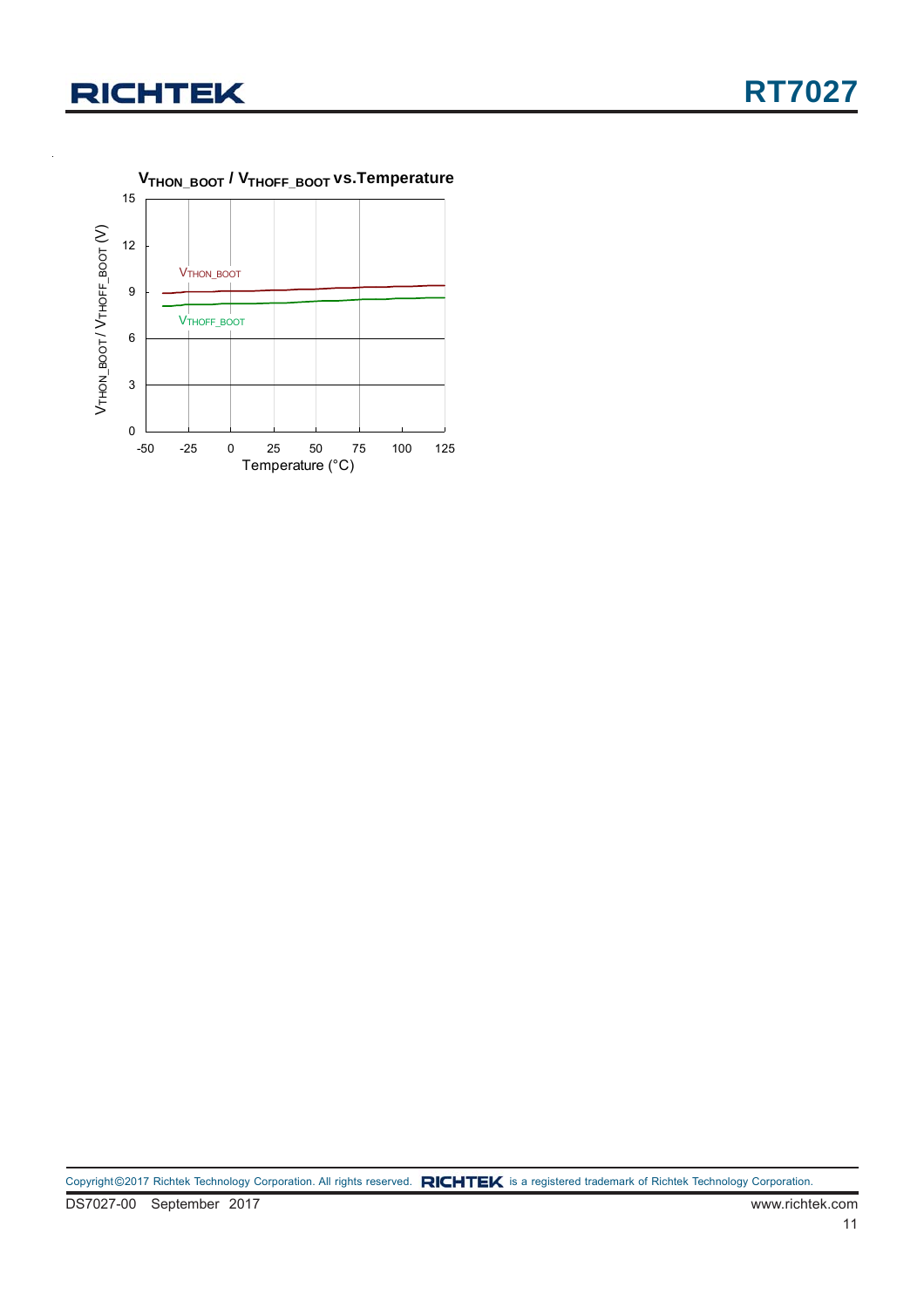$V_{THON\_BOOT}$ / $V_{THOFF\_BOOT}$ vs.Temperature

15

12

9

6

3

0

-50 -25 0 25 50 75 100 125

Temperature (°C)

$V_{THON\_BOOT}$ / $V_{THOFF\_BOOT}$ (V)

$V_{THON\_BOOT}$

$V_{THOFF\_BOOT}$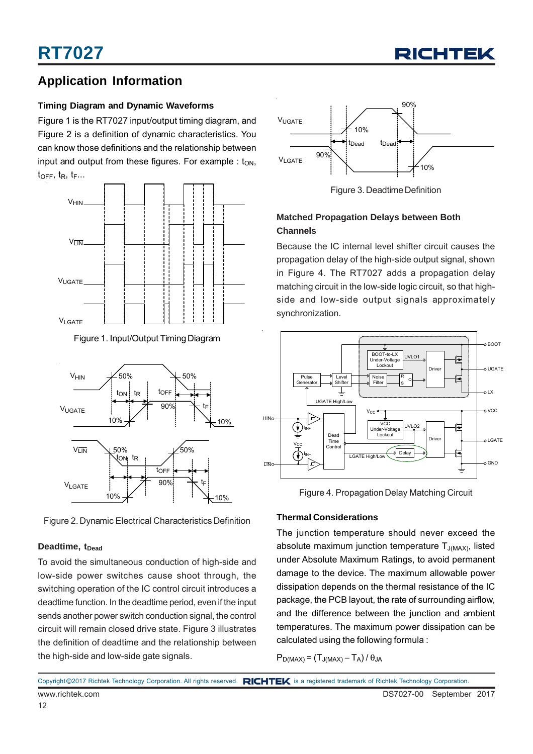## Application Information

### Timing Diagram and Dynamic Waveforms

Figure 1 is the RT7027 input/output timing diagram, and Figure 2 is a definition of dynamic characteristics. You can know those definitions and the relationship between input and output from these figures. For example : $t_{ON}$, $t_{OFF}$, $t_R$, $t_F$...

Figure 1. Input/Output Timing Diagram

Figure 2. Dynamic Electrical Characteristics Definition

### Deadtime, $t_{Dead}$

To avoid the simultaneous conduction of high-side and low-side power switches cause shoot through, the switching operation of the IC control circuit introduces a deadtime function. In the deadtime period, even if the input sends another power switch conduction signal, the control circuit will remain closed drive state. Figure 3 illustrates the definition of deadtime and the relationship between the high-side and low-side gate signals.

Figure 3. Deadtime Definition

### Matched Propagation Delays between Both Channels

Because the IC internal level shifter circuit causes the propagation delay of the high-side output signal, shown in Figure 4. The RT7027 adds a propagation delay matching circuit in the low-side logic circuit, so that high-side and low-side output signals approximately synchronization.

Figure 4. Propagation Delay Matching Circuit

### Thermal Considerations

The junction temperature should never exceed the absolute maximum junction temperature $T_{J(MAX)}$, listed under Absolute Maximum Ratings, to avoid permanent damage to the device. The maximum allowable power dissipation depends on the thermal resistance of the IC package, the PCB layout, the rate of surrounding airflow, and the difference between the junction and ambient temperatures. The maximum power dissipation can be calculated using the following formula :

$$P_{D(MAX)} = (T_{J(MAX)} - T_A) / \theta_{JA}$$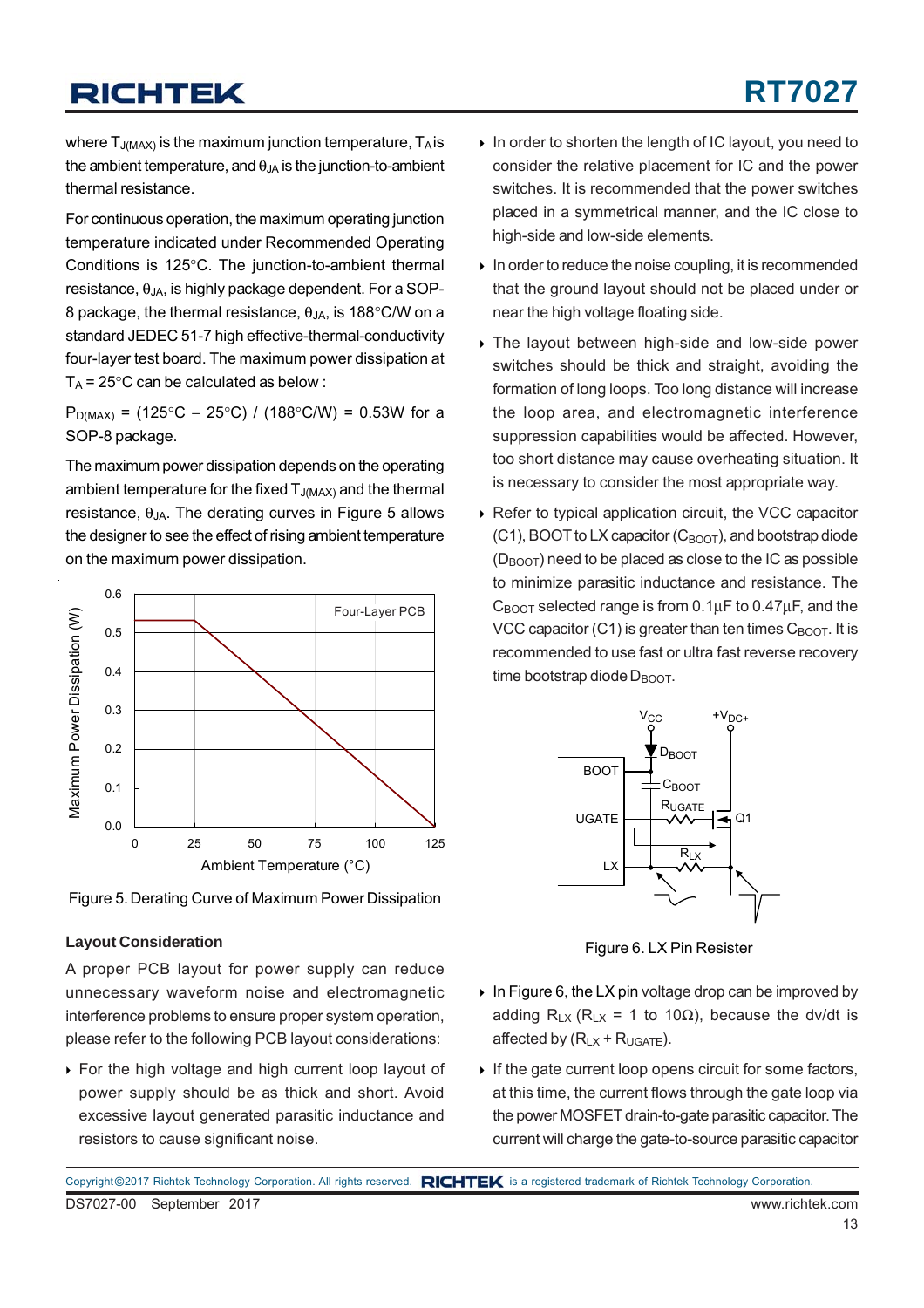where $T_{J(MAX)}$ is the maximum junction temperature, $T_A$ is the ambient temperature, and $\theta_{JA}$ is the junction-to-ambient thermal resistance.

For continuous operation, the maximum operating junction temperature indicated under Recommended Operating Conditions is 125°C. The junction-to-ambient thermal resistance, $\theta_{JA}$, is highly package dependent. For a SOP-8 package, the thermal resistance, $\theta_{JA}$, is 188°C/W on a standard JEDEC 51-7 high effective-thermal-conductivity four-layer test board. The maximum power dissipation at $T_A$ = 25°C can be calculated as below :

$P_{D(MAX)}$ = (125°C − 25°C) / (188°C/W) = 0.53W for a SOP-8 package.

The maximum power dissipation depends on the operating ambient temperature for the fixed $T_{J(MAX)}$ and the thermal resistance, $\theta_{JA}$. The derating curves in Figure 5 allows the designer to see the effect of rising ambient temperature on the maximum power dissipation.

Figure 5. Derating Curve of Maximum Power Dissipation

### Layout Consideration

A proper PCB layout for power supply can reduce unnecessary waveform noise and electromagnetic interference problems to ensure proper system operation, please refer to the following PCB layout considerations:

- For the high voltage and high current loop layout of power supply should be as thick and short. Avoid excessive layout generated parasitic inductance and resistors to cause significant noise.
- In order to shorten the length of IC layout, you need to consider the relative placement for IC and the power switches. It is recommended that the power switches placed in a symmetrical manner, and the IC close to high-side and low-side elements.
- In order to reduce the noise coupling, it is recommended that the ground layout should not be placed under or near the high voltage floating side.
- The layout between high-side and low-side power switches should be thick and straight, avoiding the formation of long loops. Too long distance will increase the loop area, and electromagnetic interference suppression capabilities would be affected. However, too short distance may cause overheating situation. It is necessary to consider the most appropriate way.
- Refer to typical application circuit, the VCC capacitor (C1), BOOT to LX capacitor ($C_{BOOT}$), and bootstrap diode ($D_{BOOT}$) need to be placed as close to the IC as possible to minimize parasitic inductance and resistance. The $C_{BOOT}$ selected range is from 0.1μF to 0.47μF, and the VCC capacitor (C1) is greater than ten times $C_{BOOT}$. It is recommended to use fast or ultra fast reverse recovery time bootstrap diode $D_{BOOT}$.

Figure 6. LX Pin Resister

- In Figure 6, the LX pin voltage drop can be improved by adding $R_{LX}$ ($R_{LX}$ = 1 to 10Ω), because the dv/dt is affected by ($R_{LX}$ + $R_{UGATE}$).
- If the gate current loop opens circuit for some factors, at this time, the current flows through the gate loop via the power MOSFET drain-to-gate parasitic capacitor. The current will charge the gate-to-source parasitic capacitor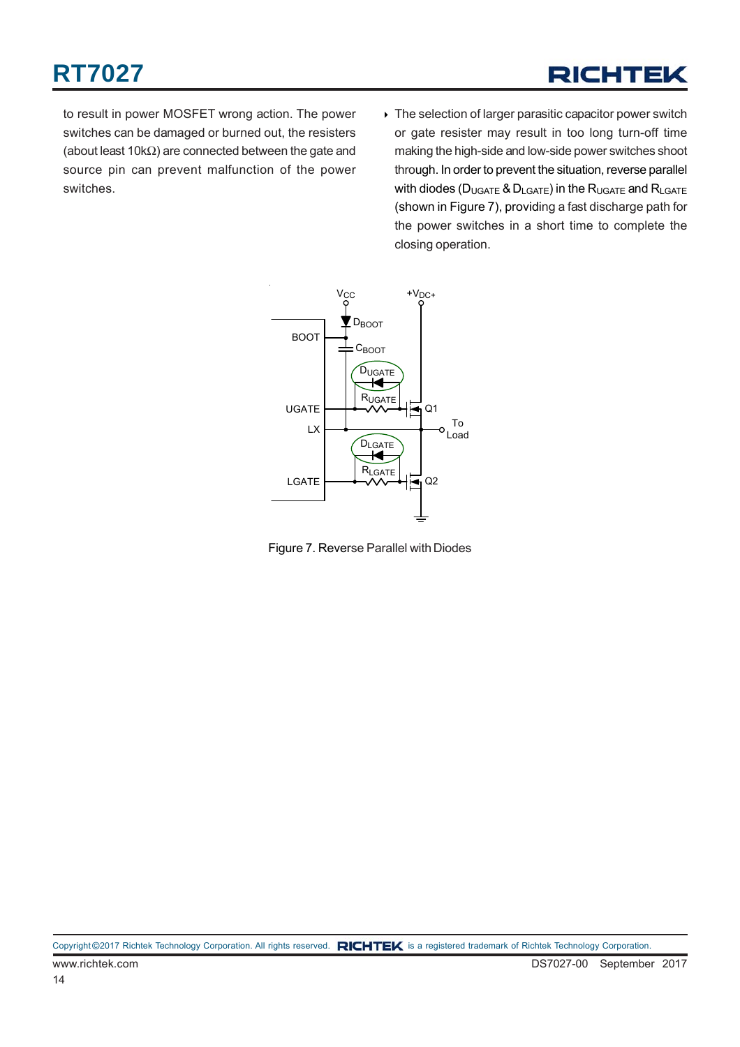to result in power MOSFET wrong action. The power switches can be damaged or burned out, the resisters (about least 10kΩ) are connected between the gate and source pin can prevent malfunction of the power switches.

- The selection of larger parasitic capacitor power switch or gate resister may result in too long turn-off time making the high-side and low-side power switches shoot through. In order to prevent the situation, reverse parallel with diodes ($D_{UGATE}$ & $D_{LGATE}$) in the $R_{UGATE}$ and $R_{LGATE}$ (shown in Figure 7), providing a fast discharge path for the power switches in a short time to complete the closing operation.

Figure 7. Reverse Parallel with Diodes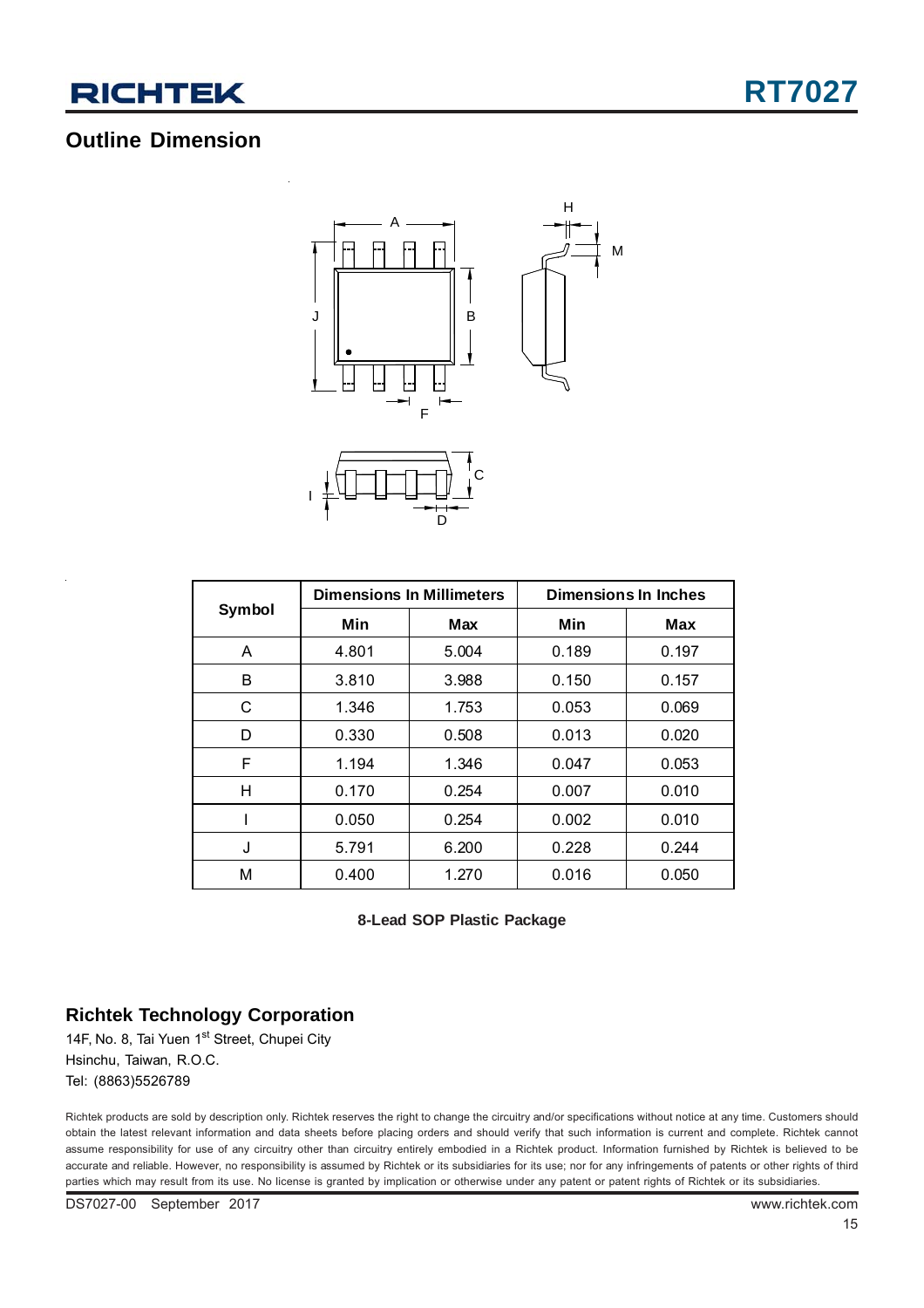## Outline Dimension

A

J

B

F

H

M

I

C

D

| Symbol | Dimensions In Millimeters | | Dimensions In Inches | |
|---|---|---|---|---|
| | Min | Max | Min | Max |
| A | 4.801 | 5.004 | 0.189 | 0.197 |
| B | 3.810 | 3.988 | 0.150 | 0.157 |
| C | 1.346 | 1.753 | 0.053 | 0.069 |
| D | 0.330 | 0.508 | 0.013 | 0.020 |
| F | 1.194 | 1.346 | 0.047 | 0.053 |
| H | 0.170 | 0.254 | 0.007 | 0.010 |
| I | 0.050 | 0.254 | 0.002 | 0.010 |
| J | 5.791 | 6.200 | 0.228 | 0.244 |
| M | 0.400 | 1.270 | 0.016 | 0.050 |

**8-Lead SOP Plastic Package**

### Richtek Technology Corporation

14F, No. 8, Tai Yuen 1st Street, Chupei City
Hsinchu, Taiwan, R.O.C.
Tel: (8863)5526789

Richtek products are sold by description only. Richtek reserves the right to change the circuitry and/or specifications without notice at any time. Customers should obtain the latest relevant information and data sheets before placing orders and should verify that such information is current and complete. Richtek cannot assume responsibility for use of any circuitry other than circuitry entirely embodied in a Richtek product. Information furnished by Richtek is believed to be accurate and reliable. However, no responsibility is assumed by Richtek or its subsidiaries for its use; nor for any infringements of patents or other rights of third parties which may result from its use. No license is granted by implication or otherwise under any patent or patent rights of Richtek or its subsidiaries.

DS7027-00 September 2017 www.richtek.com